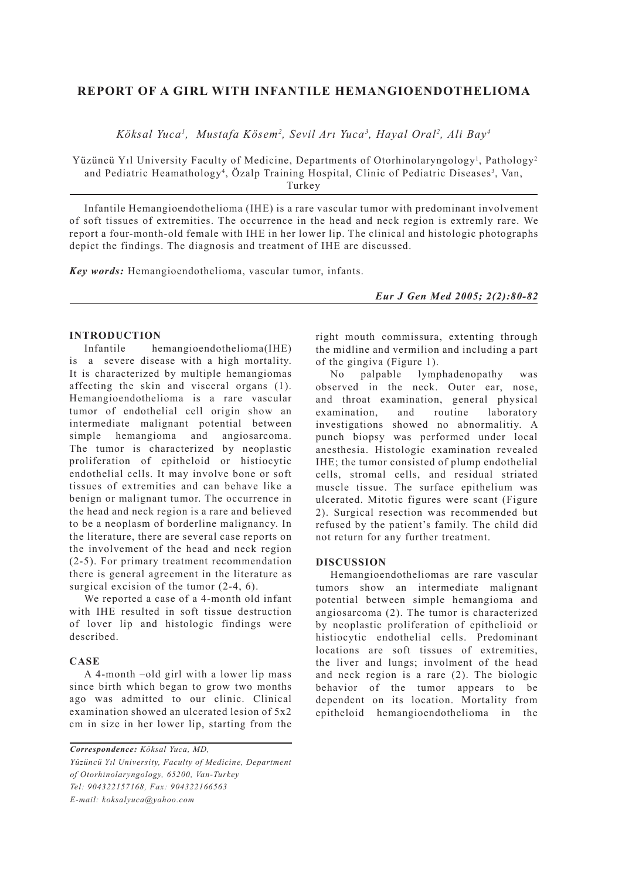# REPORT OF A GIRL WITH INFANTILE HEMANGIOENDOTHELIOMA

*Köksal Yuca[1], Mustafa Kösem[2], Sevil Arı Yuca[3], Hayal Oral[2], Ali Bay[4]*

Yüzüncü Yıl University Faculty of Medicine, Departments of Otorhinolaryngology[1], Pathology[2] and Pediatric Heamathology[4], Özalp Training Hospital, Clinic of Pediatric Diseases[3], Van, Turkey

Infantile Hemangioendothelioma (IHE) is a rare vascular tumor with predominant involvement of soft tissues of extremities. The occurrence in the head and neck region is extremly rare. We report a four-month-old female with IHE in her lower lip. The clinical and histologic photographs depict the findings. The diagnosis and treatment of IHE are discussed.

***Key words:*** Hemangioendothelioma, vascular tumor, infants.

***Eur J Gen Med 2005; 2(2):80-82***

## INTRODUCTION

Infantile hemangioendothelioma(IHE) is a severe disease with a high mortality. It is characterized by multiple hemangiomas affecting the skin and visceral organs (1). Hemangioendothelioma is a rare vascular tumor of endothelial cell origin show an intermediate malignant potential between simple hemangioma and angiosarcoma. The tumor is characterized by neoplastic proliferation of epitheloid or histiocytic endothelial cells. It may involve bone or soft tissues of extremities and can behave like a benign or malignant tumor. The occurrence in the head and neck region is a rare and believed to be a neoplasm of borderline malignancy. In the literature, there are several case reports on the involvement of the head and neck region (2-5). For primary treatment recommendation there is general agreement in the literature as surgical excision of the tumor (2-4, 6).

We reported a case of a 4-month old infant with IHE resulted in soft tissue destruction of lover lip and histologic findings were described.

## CASE

A 4-month –old girl with a lower lip mass since birth which began to grow two months ago was admitted to our clinic. Clinical examination showed an ulcerated lesion of 5x2 cm in size in her lower lip, starting from the right mouth commissura, extenting through the midline and vermilion and including a part of the gingiva (Figure 1).

No palpable lymphadenopathy was observed in the neck. Outer ear, nose, and throat examination, general physical examination, and routine laboratory investigations showed no abnormalitiy. A punch biopsy was performed under local anesthesia. Histologic examination revealed IHE; the tumor consisted of plump endothelial cells, stromal cells, and residual striated muscle tissue. The surface epithelium was ulcerated. Mitotic figures were scant (Figure 2). Surgical resection was recommended but refused by the patient's family. The child did not return for any further treatment.

## DISCUSSION

Hemangioendotheliomas are rare vascular tumors show an intermediate malignant potential between simple hemangioma and angiosarcoma (2). The tumor is characterized by neoplastic proliferation of epithelioid or histiocytic endothelial cells. Predominant locations are soft tissues of extremities, the liver and lungs; involment of the head and neck region is a rare (2). The biologic behavior of the tumor appears to be dependent on its location. Mortality from epitheloid hemangioendothelioma in the

***Correspondence:*** *Köksal Yuca, MD,*
*Yüzüncü Yıl University, Faculty of Medicine, Department of Otorhinolaryngology, 65200, Van-Turkey*
*Tel: 904322157168, Fax: 904322166563*
*E-mail: koksalyuca@yahoo.com*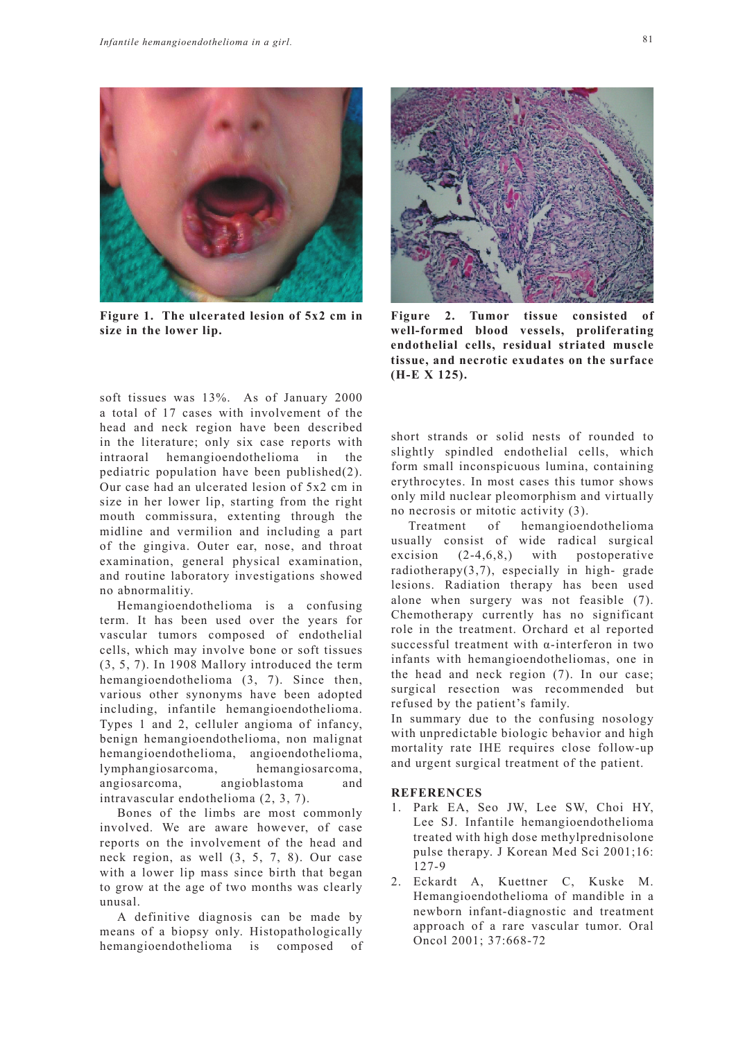Figure 1. The ulcerated lesion of 5x2 cm in size in the lower lip.

Figure 2. Tumor tissue consisted of well-formed blood vessels, proliferating endothelial cells, residual striated muscle tissue, and necrotic exudates on the surface (H-E X 125).

soft tissues was 13%. As of January 2000 a total of 17 cases with involvement of the head and neck region have been described in the literature; only six case reports with intraoral hemangioendothelioma in the pediatric population have been published(2). Our case had an ulcerated lesion of 5x2 cm in size in her lower lip, starting from the right mouth commissura, extenting through the midline and vermilion and including a part of the gingiva. Outer ear, nose, and throat examination, general physical examination, and routine laboratory investigations showed no abnormalitiy.

Hemangioendothelioma is a confusing term. It has been used over the years for vascular tumors composed of endothelial cells, which may involve bone or soft tissues (3, 5, 7). In 1908 Mallory introduced the term hemangioendothelioma (3, 7). Since then, various other synonyms have been adopted including, infantile hemangioendothelioma. Types 1 and 2, celluler angioma of infancy, benign hemangioendothelioma, non malignat hemangioendothelioma, angioendothelioma, lymphangiosarcoma, hemangiosarcoma, angiosarcoma, angioblastoma and intravascular endothelioma (2, 3, 7).

Bones of the limbs are most commonly involved. We are aware however, of case reports on the involvement of the head and neck region, as well (3, 5, 7, 8). Our case with a lower lip mass since birth that began to grow at the age of two months was clearly unusal.

A definitive diagnosis can be made by means of a biopsy only. Histopathologically hemangioendothelioma is composed of short strands or solid nests of rounded to slightly spindled endothelial cells, which form small inconspicuous lumina, containing erythrocytes. In most cases this tumor shows only mild nuclear pleomorphism and virtually no necrosis or mitotic activity (3).

Treatment of hemangioendothelioma usually consist of wide radical surgical excision (2-4,6,8,) with postoperative radiotherapy(3,7), especially in high- grade lesions. Radiation therapy has been used alone when surgery was not feasible (7). Chemotherapy currently has no significant role in the treatment. Orchard et al reported successful treatment with α-interferon in two infants with hemangioendotheliomas, one in the head and neck region (7). In our case; surgical resection was recommended but refused by the patient's family.

In summary due to the confusing nosology with unpredictable biologic behavior and high mortality rate IHE requires close follow-up and urgent surgical treatment of the patient.

## REFERENCES

1. Park EA, Seo JW, Lee SW, Choi HY, Lee SJ. Infantile hemangioendothelioma treated with high dose methylprednisolone pulse therapy. J Korean Med Sci 2001;16: 127-9
2. Eckardt A, Kuettner C, Kuske M. Hemangioendothelioma of mandible in a newborn infant-diagnostic and treatment approach of a rare vascular tumor. Oral Oncol 2001; 37:668-72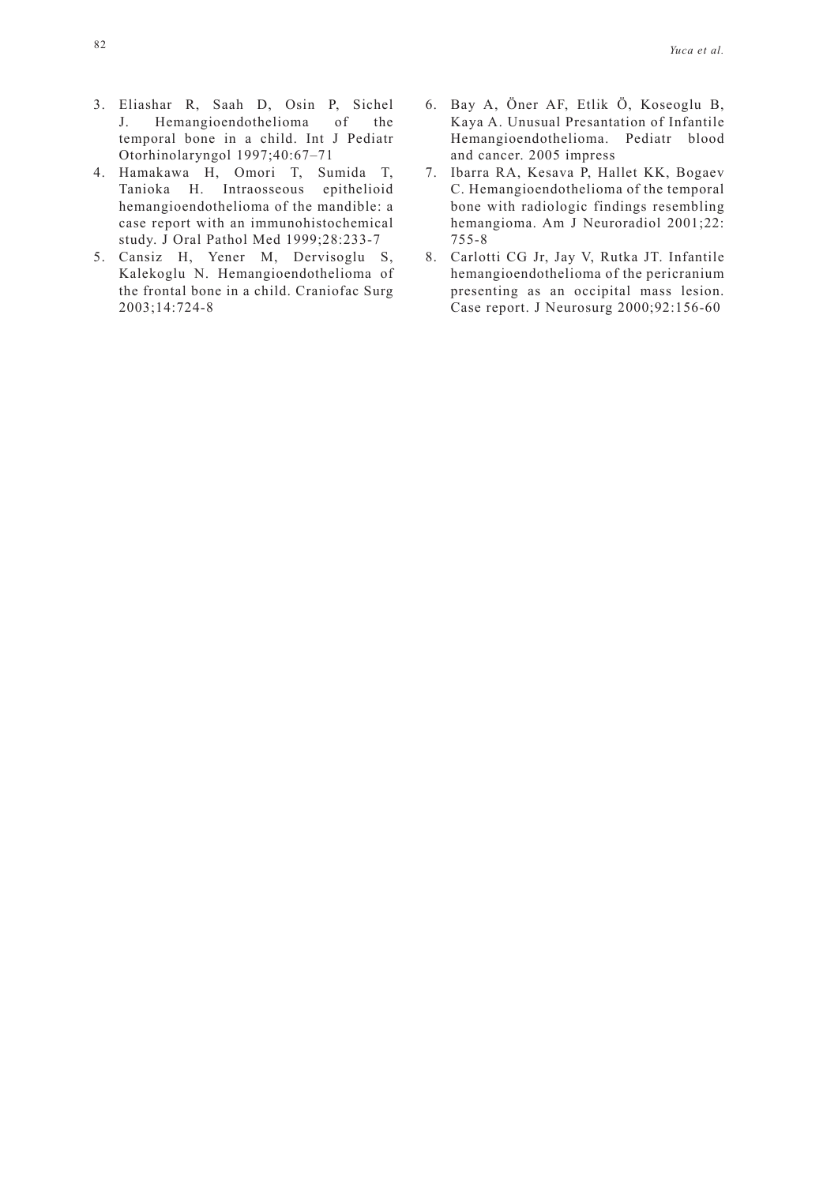3. Eliashar R, Saah D, Osin P, Sichel J. Hemangioendothelioma of the temporal bone in a child. Int J Pediatr Otorhinolaryngol 1997;40:67–71
4. Hamakawa H, Omori T, Sumida T, Tanioka H. Intraosseous epithelioid hemangioendothelioma of the mandible: a case report with an immunohistochemical study. J Oral Pathol Med 1999;28:233-7
5. Cansiz H, Yener M, Dervisoglu S, Kalekoglu N. Hemangioendothelioma of the frontal bone in a child. Craniofac Surg 2003;14:724-8
6. Bay A, Öner AF, Etlik Ö, Koseoglu B, Kaya A. Unusual Presantation of Infantile Hemangioendothelioma. Pediatr blood and cancer. 2005 impress
7. Ibarra RA, Kesava P, Hallet KK, Bogaev C. Hemangioendothelioma of the temporal bone with radiologic findings resembling hemangioma. Am J Neuroradiol 2001;22: 755-8
8. Carlotti CG Jr, Jay V, Rutka JT. Infantile hemangioendothelioma of the pericranium presenting as an occipital mass lesion. Case report. J Neurosurg 2000;92:156-60